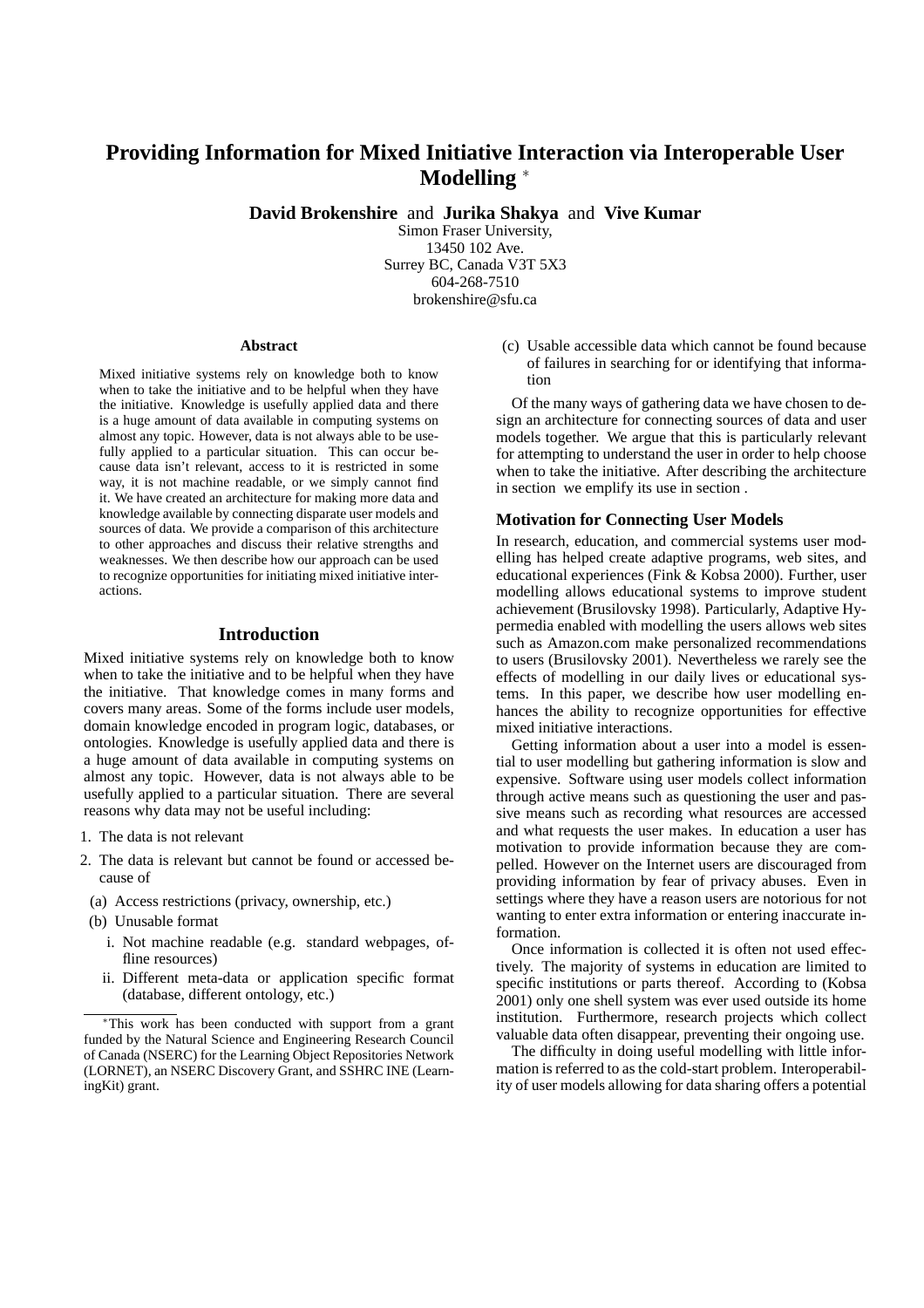# Providing Information for Mixed Initiative Interaction via Interoperable User Modelling [*]

**David Brokenshire** and **Jurika Shakya** and **Vive Kumar**

Simon Fraser University,
13450 102 Ave.
Surrey BC, Canada V3T 5X3
604-268-7510
brokenshire@sfu.ca

### Abstract

Mixed initiative systems rely on knowledge both to know when to take the initiative and to be helpful when they have the initiative. Knowledge is usefully applied data and there is a huge amount of data available in computing systems on almost any topic. However, data is not always able to be usefully applied to a particular situation. This can occur because data isn't relevant, access to it is restricted in some way, it is not machine readable, or we simply cannot find it. We have created an architecture for making more data and knowledge available by connecting disparate user models and sources of data. We provide a comparison of this architecture to other approaches and discuss their relative strengths and weaknesses. We then describe how our approach can be used to recognize opportunities for initiating mixed initiative interactions.

## Introduction

Mixed initiative systems rely on knowledge both to know when to take the initiative and to be helpful when they have the initiative. That knowledge comes in many forms and covers many areas. Some of the forms include user models, domain knowledge encoded in program logic, databases, or ontologies. Knowledge is usefully applied data and there is a huge amount of data available in computing systems on almost any topic. However, data is not always able to be usefully applied to a particular situation. There are several reasons why data may not be useful including:

1. The data is not relevant
2. The data is relevant but cannot be found or accessed because of
   (a) Access restrictions (privacy, ownership, etc.)
   (b) Unusable format
      i. Not machine readable (e.g. standard webpages, offline resources)
      ii. Different meta-data or application specific format (database, different ontology, etc.)
   (c) Usable accessible data which cannot be found because of failures in searching for or identifying that information

Of the many ways of gathering data we have chosen to design an architecture for connecting sources of data and user models together. We argue that this is particularly relevant for attempting to understand the user in order to help choose when to take the initiative. After describing the architecture in section we emplify its use in section .

### Motivation for Connecting User Models

In research, education, and commercial systems user modelling has helped create adaptive programs, web sites, and educational experiences (Fink & Kobsa 2000). Further, user modelling allows educational systems to improve student achievement (Brusilovsky 1998). Particularly, Adaptive Hypermedia enabled with modelling the users allows web sites such as Amazon.com make personalized recommendations to users (Brusilovsky 2001). Nevertheless we rarely see the effects of modelling in our daily lives or educational systems. In this paper, we describe how user modelling enhances the ability to recognize opportunities for effective mixed initiative interactions.

Getting information about a user into a model is essential to user modelling but gathering information is slow and expensive. Software using user models collect information through active means such as questioning the user and passive means such as recording what resources are accessed and what requests the user makes. In education a user has motivation to provide information because they are compelled. However on the Internet users are discouraged from providing information by fear of privacy abuses. Even in settings where they have a reason users are notorious for not wanting to enter extra information or entering inaccurate information.

Once information is collected it is often not used effectively. The majority of systems in education are limited to specific institutions or parts thereof. According to (Kobsa 2001) only one shell system was ever used outside its home institution. Furthermore, research projects which collect valuable data often disappear, preventing their ongoing use.

The difficulty in doing useful modelling with little information is referred to as the cold-start problem. Interoperability of user models allowing for data sharing offers a potential

---

[*] This work has been conducted with support from a grant funded by the Natural Science and Engineering Research Council of Canada (NSERC) for the Learning Object Repositories Network (LORNET), an NSERC Discovery Grant, and SSHRC INE (LearningKit) grant.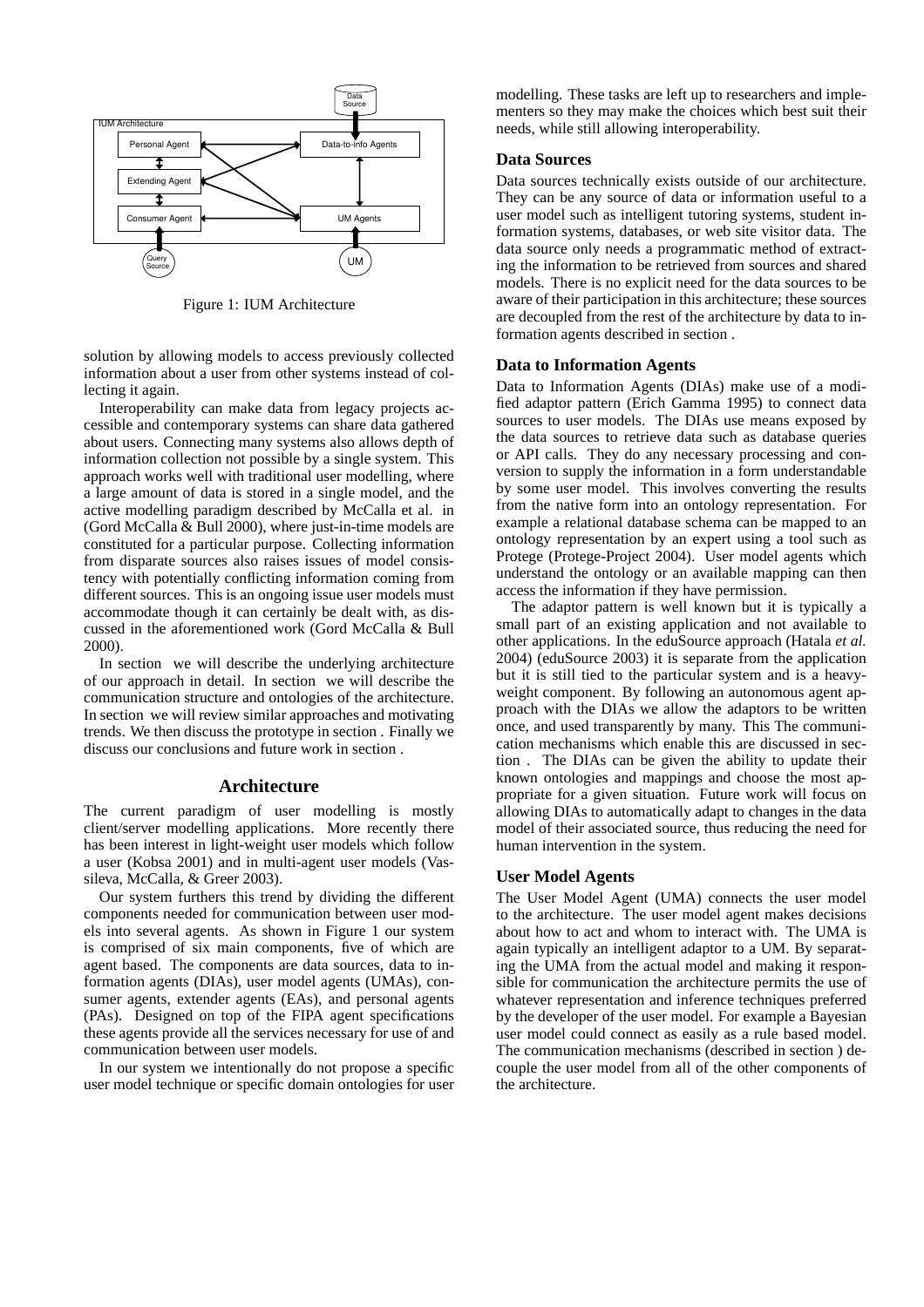Figure 1: IUM Architecture

solution by allowing models to access previously collected information about a user from other systems instead of collecting it again.

Interoperability can make data from legacy projects accessible and contemporary systems can share data gathered about users. Connecting many systems also allows depth of information collection not possible by a single system. This approach works well with traditional user modelling, where a large amount of data is stored in a single model, and the active modelling paradigm described by McCalla et al. in (Gord McCalla & Bull 2000), where just-in-time models are constituted for a particular purpose. Collecting information from disparate sources also raises issues of model consistency with potentially conflicting information coming from different sources. This is an ongoing issue user models must accommodate though it can certainly be dealt with, as discussed in the aforementioned work (Gord McCalla & Bull 2000).

In section we will describe the underlying architecture of our approach in detail. In section we will describe the communication structure and ontologies of the architecture. In section we will review similar approaches and motivating trends. We then discuss the prototype in section . Finally we discuss our conclusions and future work in section .

## Architecture

The current paradigm of user modelling is mostly client/server modelling applications. More recently there has been interest in light-weight user models which follow a user (Kobsa 2001) and in multi-agent user models (Vassileva, McCalla, & Greer 2003).

Our system furthers this trend by dividing the different components needed for communication between user models into several agents. As shown in Figure 1 our system is comprised of six main components, five of which are agent based. The components are data sources, data to information agents (DIAs), user model agents (UMAs), consumer agents, extender agents (EAs), and personal agents (PAs). Designed on top of the FIPA agent specifications these agents provide all the services necessary for use of and communication between user models.

In our system we intentionally do not propose a specific user model technique or specific domain ontologies for user modelling. These tasks are left up to researchers and implementers so they may make the choices which best suit their needs, while still allowing interoperability.

### Data Sources

Data sources technically exists outside of our architecture. They can be any source of data or information useful to a user model such as intelligent tutoring systems, student information systems, databases, or web site visitor data. The data source only needs a programmatic method of extracting the information to be retrieved from sources and shared models. There is no explicit need for the data sources to be aware of their participation in this architecture; these sources are decoupled from the rest of the architecture by data to information agents described in section .

### Data to Information Agents

Data to Information Agents (DIAs) make use of a modified adaptor pattern (Erich Gamma 1995) to connect data sources to user models. The DIAs use means exposed by the data sources to retrieve data such as database queries or API calls. They do any necessary processing and conversion to supply the information in a form understandable by some user model. This involves converting the results from the native form into an ontology representation. For example a relational database schema can be mapped to an ontology representation by an expert using a tool such as Protege (Protege-Project 2004). User model agents which understand the ontology or an available mapping can then access the information if they have permission.

The adaptor pattern is well known but it is typically a small part of an existing application and not available to other applications. In the eduSource approach (Hatala *et al.* 2004) (eduSource 2003) it is separate from the application but it is still tied to the particular system and is a heavyweight component. By following an autonomous agent approach with the DIAs we allow the adaptors to be written once, and used transparently by many. This The communication mechanisms which enable this are discussed in section . The DIAs can be given the ability to update their known ontologies and mappings and choose the most appropriate for a given situation. Future work will focus on allowing DIAs to automatically adapt to changes in the data model of their associated source, thus reducing the need for human intervention in the system.

### User Model Agents

The User Model Agent (UMA) connects the user model to the architecture. The user model agent makes decisions about how to act and whom to interact with. The UMA is again typically an intelligent adaptor to a UM. By separating the UMA from the actual model and making it responsible for communication the architecture permits the use of whatever representation and inference techniques preferred by the developer of the user model. For example a Bayesian user model could connect as easily as a rule based model. The communication mechanisms (described in section ) decouple the user model from all of the other components of the architecture.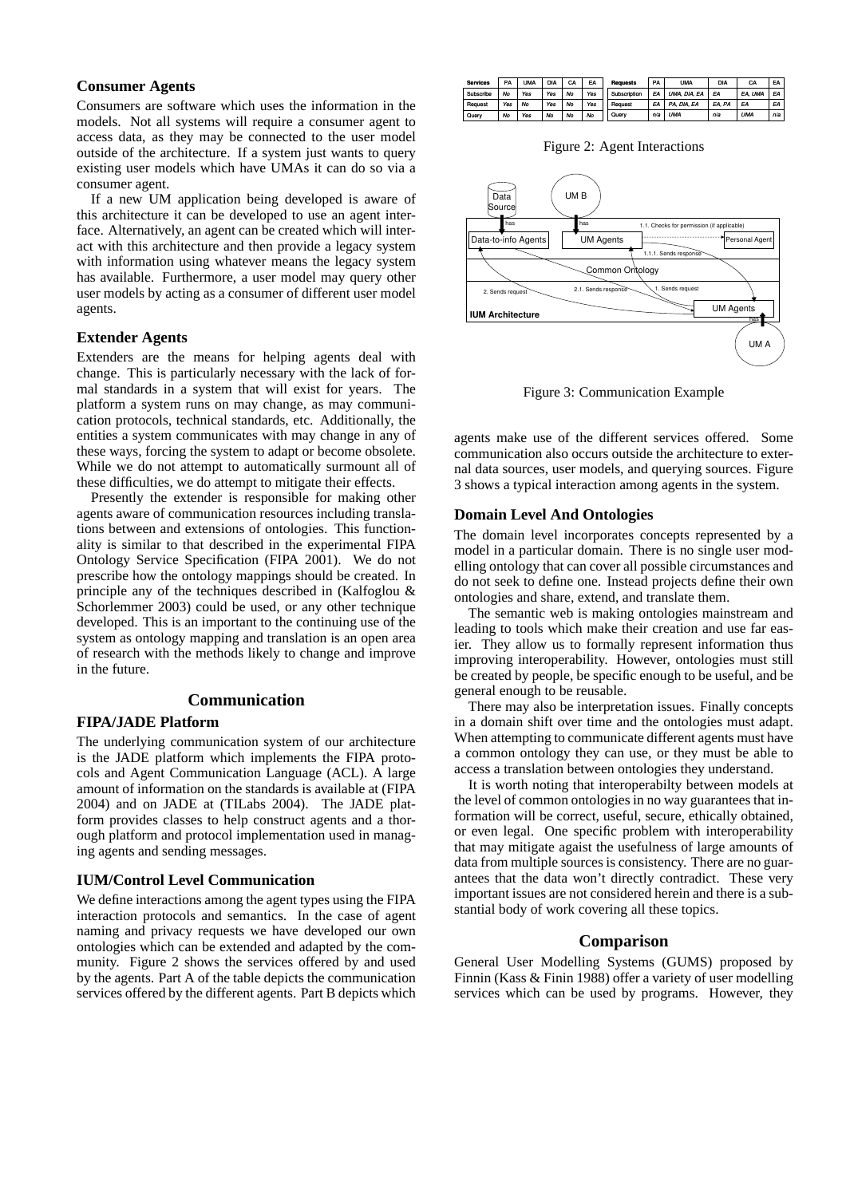### Consumer Agents

Consumers are software which uses the information in the models. Not all systems will require a consumer agent to access data, as they may be connected to the user model outside of the architecture. If a system just wants to query existing user models which have UMAs it can do so via a consumer agent.

If a new UM application being developed is aware of this architecture it can be developed to use an agent interface. Alternatively, an agent can be created which will interact with this architecture and then provide a legacy system with information using whatever means the legacy system has available. Furthermore, a user model may query other user models by acting as a consumer of different user model agents.

### Extender Agents

Extenders are the means for helping agents deal with change. This is particularly necessary with the lack of formal standards in a system that will exist for years. The platform a system runs on may change, as may communication protocols, technical standards, etc. Additionally, the entities a system communicates with may change in any of these ways, forcing the system to adapt or become obsolete. While we do not attempt to automatically surmount all of these difficulties, we do attempt to mitigate their effects.

Presently the extender is responsible for making other agents aware of communication resources including translations between and extensions of ontologies. This functionality is similar to that described in the experimental FIPA Ontology Service Specification (FIPA 2001). We do not prescribe how the ontology mappings should be created. In principle any of the techniques described in (Kalfoglou & Schorlemmer 2003) could be used, or any other technique developed. This is an important to the continuing use of the system as ontology mapping and translation is an open area of research with the methods likely to change and improve in the future.

## Communication

### FIPA/JADE Platform

The underlying communication system of our architecture is the JADE platform which implements the FIPA protocols and Agent Communication Language (ACL). A large amount of information on the standards is available at (FIPA 2004) and on JADE at (TILabs 2004). The JADE platform provides classes to help construct agents and a thorough platform and protocol implementation used in managing agents and sending messages.

### IUM/Control Level Communication

We define interactions among the agent types using the FIPA interaction protocols and semantics. In the case of agent naming and privacy requests we have developed our own ontologies which can be extended and adapted by the community. Figure 2 shows the services offered by and used by the agents. Part A of the table depicts the communication services offered by the different agents. Part B depicts which agents make use of the different services offered. Some communication also occurs outside the architecture to external data sources, user models, and querying sources. Figure 3 shows a typical interaction among agents in the system.

| Services | PA | UMA | DIA | CA | EA |
|---|---|---|---|---|---|
| Subscribe | No | Yes | Yes | No | Yes |
| Request | Yes | No | Yes | No | Yes |
| Query | No | Yes | No | No | No |

| Requests | PA | UMA | DIA | CA | EA |
|---|---|---|---|---|---|
| Subscription | EA | UMA, DIA, EA | EA | EA, UMA | EA |
| Request | EA | PA, DIA, EA | EA, PA | EA | EA |
| Query | n/a | UMA | n/a | UMA | n/a |

Figure 2: Agent Interactions

Figure 3: Communication Example

### Domain Level And Ontologies

The domain level incorporates concepts represented by a model in a particular domain. There is no single user modelling ontology that can cover all possible circumstances and do not seek to define one. Instead projects define their own ontologies and share, extend, and translate them.

The semantic web is making ontologies mainstream and leading to tools which make their creation and use far easier. They allow us to formally represent information thus improving interoperability. However, ontologies must still be created by people, be specific enough to be useful, and be general enough to be reusable.

There may also be interpretation issues. Finally concepts in a domain shift over time and the ontologies must adapt. When attempting to communicate different agents must have a common ontology they can use, or they must be able to access a translation between ontologies they understand.

It is worth noting that interoperabilty between models at the level of common ontologies in no way guarantees that information will be correct, useful, secure, ethically obtained, or even legal. One specific problem with interoperability that may mitigate agaist the usefulness of large amounts of data from multiple sources is consistency. There are no guarantees that the data won't directly contradict. These very important issues are not considered herein and there is a substantial body of work covering all these topics.

## Comparison

General User Modelling Systems (GUMS) proposed by Finnin (Kass & Finin 1988) offer a variety of user modelling services which can be used by programs. However, they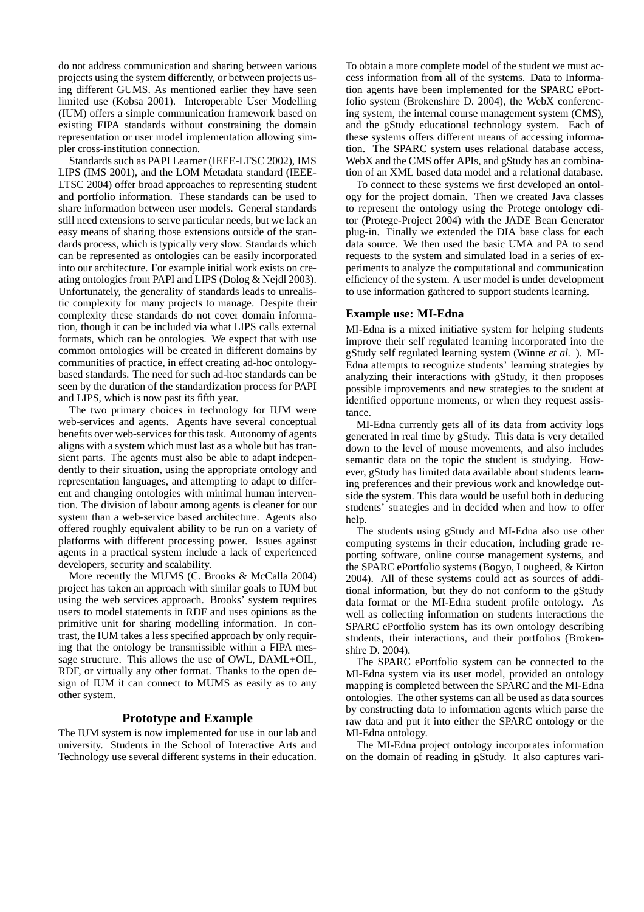do not address communication and sharing between various projects using the system differently, or between projects using different GUMS. As mentioned earlier they have seen limited use (Kobsa 2001). Interoperable User Modelling (IUM) offers a simple communication framework based on existing FIPA standards without constraining the domain representation or user model implementation allowing simpler cross-institution connection.

Standards such as PAPI Learner (IEEE-LTSC 2002), IMS LIPS (IMS 2001), and the LOM Metadata standard (IEEE-LTSC 2004) offer broad approaches to representing student and portfolio information. These standards can be used to share information between user models. General standards still need extensions to serve particular needs, but we lack an easy means of sharing those extensions outside of the standards process, which is typically very slow. Standards which can be represented as ontologies can be easily incorporated into our architecture. For example initial work exists on creating ontologies from PAPI and LIPS (Dolog & Nejdl 2003). Unfortunately, the generality of standards leads to unrealistic complexity for many projects to manage. Despite their complexity these standards do not cover domain information, though it can be included via what LIPS calls external formats, which can be ontologies. We expect that with use common ontologies will be created in different domains by communities of practice, in effect creating ad-hoc ontology-based standards. The need for such ad-hoc standards can be seen by the duration of the standardization process for PAPI and LIPS, which is now past its fifth year.

The two primary choices in technology for IUM were web-services and agents. Agents have several conceptual benefits over web-services for this task. Autonomy of agents aligns with a system which must last as a whole but has transient parts. The agents must also be able to adapt independently to their situation, using the appropriate ontology and representation languages, and attempting to adapt to different and changing ontologies with minimal human intervention. The division of labour among agents is cleaner for our system than a web-service based architecture. Agents also offered roughly equivalent ability to be run on a variety of platforms with different processing power. Issues against agents in a practical system include a lack of experienced developers, security and scalability.

More recently the MUMS (C. Brooks & McCalla 2004) project has taken an approach with similar goals to IUM but using the web services approach. Brooks' system requires users to model statements in RDF and uses opinions as the primitive unit for sharing modelling information. In contrast, the IUM takes a less specified approach by only requiring that the ontology be transmissible within a FIPA message structure. This allows the use of OWL, DAML+OIL, RDF, or virtually any other format. Thanks to the open design of IUM it can connect to MUMS as easily as to any other system.

## Prototype and Example

The IUM system is now implemented for use in our lab and university. Students in the School of Interactive Arts and Technology use several different systems in their education. To obtain a more complete model of the student we must access information from all of the systems. Data to Information agents have been implemented for the SPARC ePortfolio system (Brokenshire D. 2004), the WebX conferencing system, the internal course management system (CMS), and the gStudy educational technology system. Each of these systems offers different means of accessing information. The SPARC system uses relational database access, WebX and the CMS offer APIs, and gStudy has an combination of an XML based data model and a relational database.

To connect to these systems we first developed an ontology for the project domain. Then we created Java classes to represent the ontology using the Protege ontology editor (Protege-Project 2004) with the JADE Bean Generator plug-in. Finally we extended the DIA base class for each data source. We then used the basic UMA and PA to send requests to the system and simulated load in a series of experiments to analyze the computational and communication efficiency of the system. A user model is under development to use information gathered to support students learning.

### Example use: MI-Edna

MI-Edna is a mixed initiative system for helping students improve their self regulated learning incorporated into the gStudy self regulated learning system (Winne *et al.* ). MI-Edna attempts to recognize students' learning strategies by analyzing their interactions with gStudy, it then proposes possible improvements and new strategies to the student at identified opportune moments, or when they request assistance.

MI-Edna currently gets all of its data from activity logs generated in real time by gStudy. This data is very detailed down to the level of mouse movements, and also includes semantic data on the topic the student is studying. However, gStudy has limited data available about students learning preferences and their previous work and knowledge outside the system. This data would be useful both in deducing students' strategies and in decided when and how to offer help.

The students using gStudy and MI-Edna also use other computing systems in their education, including grade reporting software, online course management systems, and the SPARC ePortfolio systems (Bogyo, Lougheed, & Kirton 2004). All of these systems could act as sources of additional information, but they do not conform to the gStudy data format or the MI-Edna student profile ontology. As well as collecting information on students interactions the SPARC ePortfolio system has its own ontology describing students, their interactions, and their portfolios (Brokenshire D. 2004).

The SPARC ePortfolio system can be connected to the MI-Edna system via its user model, provided an ontology mapping is completed between the SPARC and the MI-Edna ontologies. The other systems can all be used as data sources by constructing data to information agents which parse the raw data and put it into either the SPARC ontology or the MI-Edna ontology.

The MI-Edna project ontology incorporates information on the domain of reading in gStudy. It also captures vari-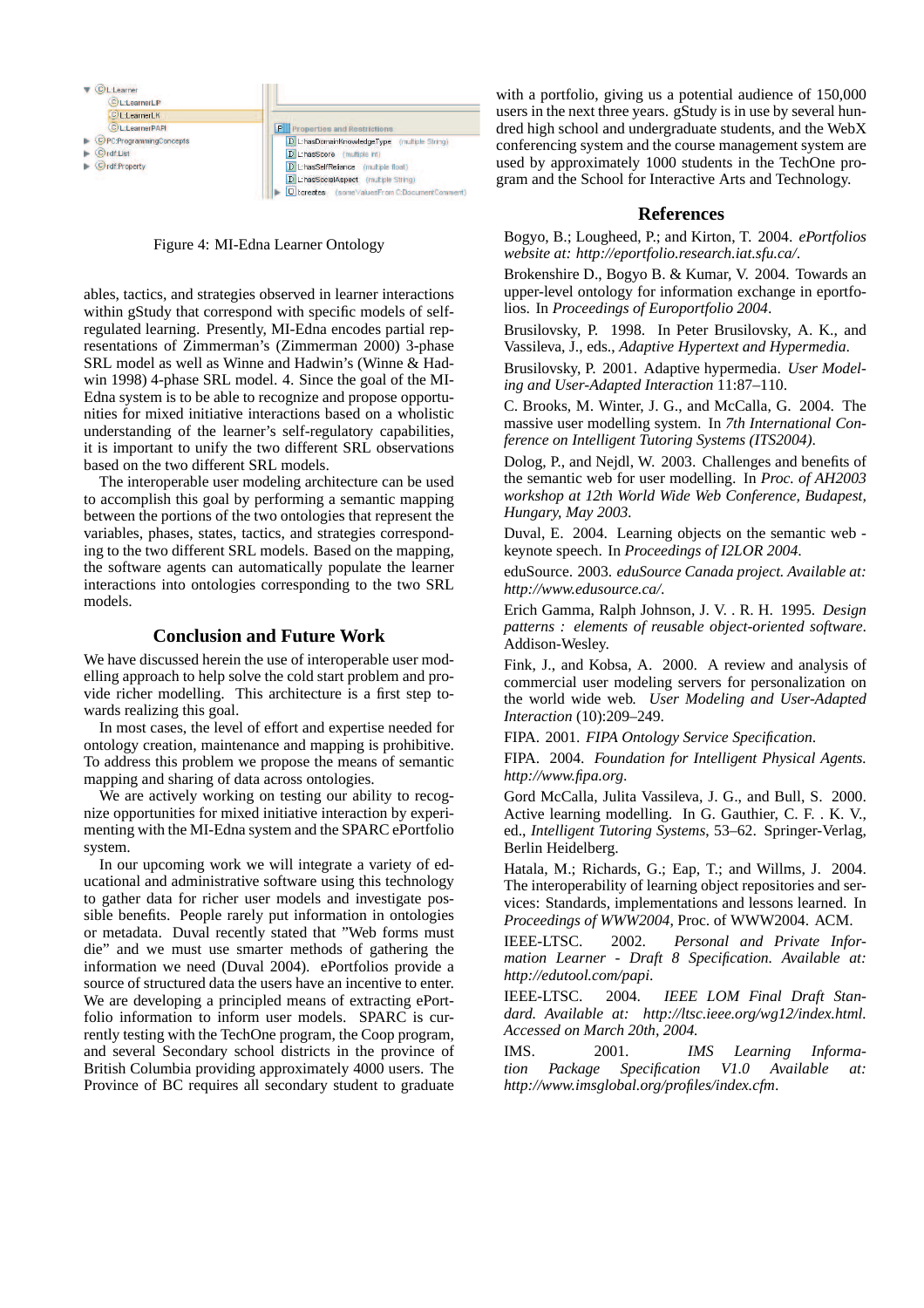Figure 4: MI-Edna Learner Ontology

ables, tactics, and strategies observed in learner interactions within gStudy that correspond with specific models of self-regulated learning. Presently, MI-Edna encodes partial representations of Zimmerman's (Zimmerman 2000) 3-phase SRL model as well as Winne and Hadwin's (Winne & Hadwin 1998) 4-phase SRL model. 4. Since the goal of the MI-Edna system is to be able to recognize and propose opportunities for mixed initiative interactions based on a wholistic understanding of the learner's self-regulatory capabilities, it is important to unify the two different SRL observations based on the two different SRL models.

The interoperable user modeling architecture can be used to accomplish this goal by performing a semantic mapping between the portions of the two ontologies that represent the variables, phases, states, tactics, and strategies corresponding to the two different SRL models. Based on the mapping, the software agents can automatically populate the learner interactions into ontologies corresponding to the two SRL models.

## Conclusion and Future Work

We have discussed herein the use of interoperable user modelling approach to help solve the cold start problem and provide richer modelling. This architecture is a first step towards realizing this goal.

In most cases, the level of effort and expertise needed for ontology creation, maintenance and mapping is prohibitive. To address this problem we propose the means of semantic mapping and sharing of data across ontologies.

We are actively working on testing our ability to recognize opportunities for mixed initiative interaction by experimenting with the MI-Edna system and the SPARC ePortfolio system.

In our upcoming work we will integrate a variety of educational and administrative software using this technology to gather data for richer user models and investigate possible benefits. People rarely put information in ontologies or metadata. Duval recently stated that "Web forms must die" and we must use smarter methods of gathering the information we need (Duval 2004). ePortfolios provide a source of structured data the users have an incentive to enter. We are developing a principled means of extracting ePortfolio information to inform user models. SPARC is currently testing with the TechOne program, the Coop program, and several Secondary school districts in the province of British Columbia providing approximately 4000 users. The Province of BC requires all secondary student to graduate with a portfolio, giving us a potential audience of 150,000 users in the next three years. gStudy is in use by several hundred high school and undergraduate students, and the WebX conferencing system and the course management system are used by approximately 1000 students in the TechOne program and the School for Interactive Arts and Technology.

## References

Bogyo, B.; Lougheed, P.; and Kirton, T. 2004. *ePortfolios website at: http://eportfolio.research.iat.sfu.ca/*.

Brokenshire D., Bogyo B. & Kumar, V. 2004. Towards an upper-level ontology for information exchange in eportfolios. In *Proceedings of Europortfolio 2004*.

Brusilovsky, P. 1998. In Peter Brusilovsky, A. K., and Vassileva, J., eds., *Adaptive Hypertext and Hypermedia*.

Brusilovsky, P. 2001. Adaptive hypermedia. *User Modeling and User-Adapted Interaction* 11:87–110.

C. Brooks, M. Winter, J. G., and McCalla, G. 2004. The massive user modelling system. In *7th International Conference on Intelligent Tutoring Systems (ITS2004)*.

Dolog, P., and Nejdl, W. 2003. Challenges and benefits of the semantic web for user modelling. In *Proc. of AH2003 workshop at 12th World Wide Web Conference, Budapest, Hungary, May 2003*.

Duval, E. 2004. Learning objects on the semantic web - keynote speech. In *Proceedings of I2LOR 2004*.

eduSource. 2003. *eduSource Canada project. Available at: http://www.edusource.ca/*.

Erich Gamma, Ralph Johnson, J. V. . R. H. 1995. *Design patterns : elements of reusable object-oriented software*. Addison-Wesley.

Fink, J., and Kobsa, A. 2000. A review and analysis of commercial user modeling servers for personalization on the world wide web. *User Modeling and User-Adapted Interaction* (10):209–249.

FIPA. 2001. *FIPA Ontology Service Specification*.

FIPA. 2004. *Foundation for Intelligent Physical Agents. http://www.fipa.org*.

Gord McCalla, Julita Vassileva, J. G., and Bull, S. 2000. Active learning modelling. In G. Gauthier, C. F. . K. V., ed., *Intelligent Tutoring Systems*, 53–62. Springer-Verlag, Berlin Heidelberg.

Hatala, M.; Richards, G.; Eap, T.; and Willms, J. 2004. The interoperability of learning object repositories and services: Standards, implementations and lessons learned. In *Proceedings of WWW2004*, Proc. of WWW2004. ACM.

IEEE-LTSC. 2002. *Personal and Private Information Learner - Draft 8 Specification. Available at: http://edutool.com/papi.*

IEEE-LTSC. 2004. *IEEE LOM Final Draft Standard. Available at: http://ltsc.ieee.org/wg12/index.html. Accessed on March 20th, 2004.*

IMS. 2001. *IMS Learning Information Package Specification V1.0 Available at: http://www.imsglobal.org/profiles/index.cfm*.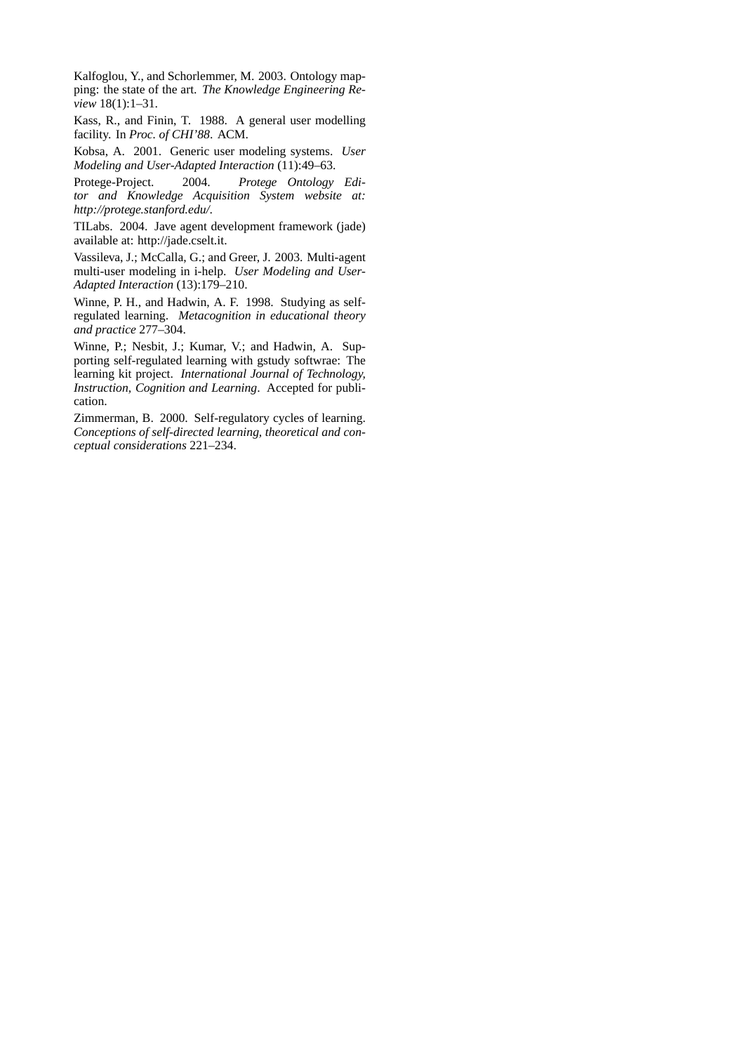Kalfoglou, Y., and Schorlemmer, M. 2003. Ontology mapping: the state of the art. *The Knowledge Engineering Review* 18(1):1–31.

Kass, R., and Finin, T. 1988. A general user modelling facility. In *Proc. of CHI'88*. ACM.

Kobsa, A. 2001. Generic user modeling systems. *User Modeling and User-Adapted Interaction* (11):49–63.

Protege-Project. 2004. *Protege Ontology Editor and Knowledge Acquisition System website at: http://protege.stanford.edu/*.

TILabs. 2004. Jave agent development framework (jade) available at: http://jade.cselt.it.

Vassileva, J.; McCalla, G.; and Greer, J. 2003. Multi-agent multi-user modeling in i-help. *User Modeling and User-Adapted Interaction* (13):179–210.

Winne, P. H., and Hadwin, A. F. 1998. Studying as self-regulated learning. *Metacognition in educational theory and practice* 277–304.

Winne, P.; Nesbit, J.; Kumar, V.; and Hadwin, A. Supporting self-regulated learning with gstudy softwrae: The learning kit project. *International Journal of Technology, Instruction, Cognition and Learning*. Accepted for publication.

Zimmerman, B. 2000. Self-regulatory cycles of learning. *Conceptions of self-directed learning, theoretical and conceptual considerations* 221–234.